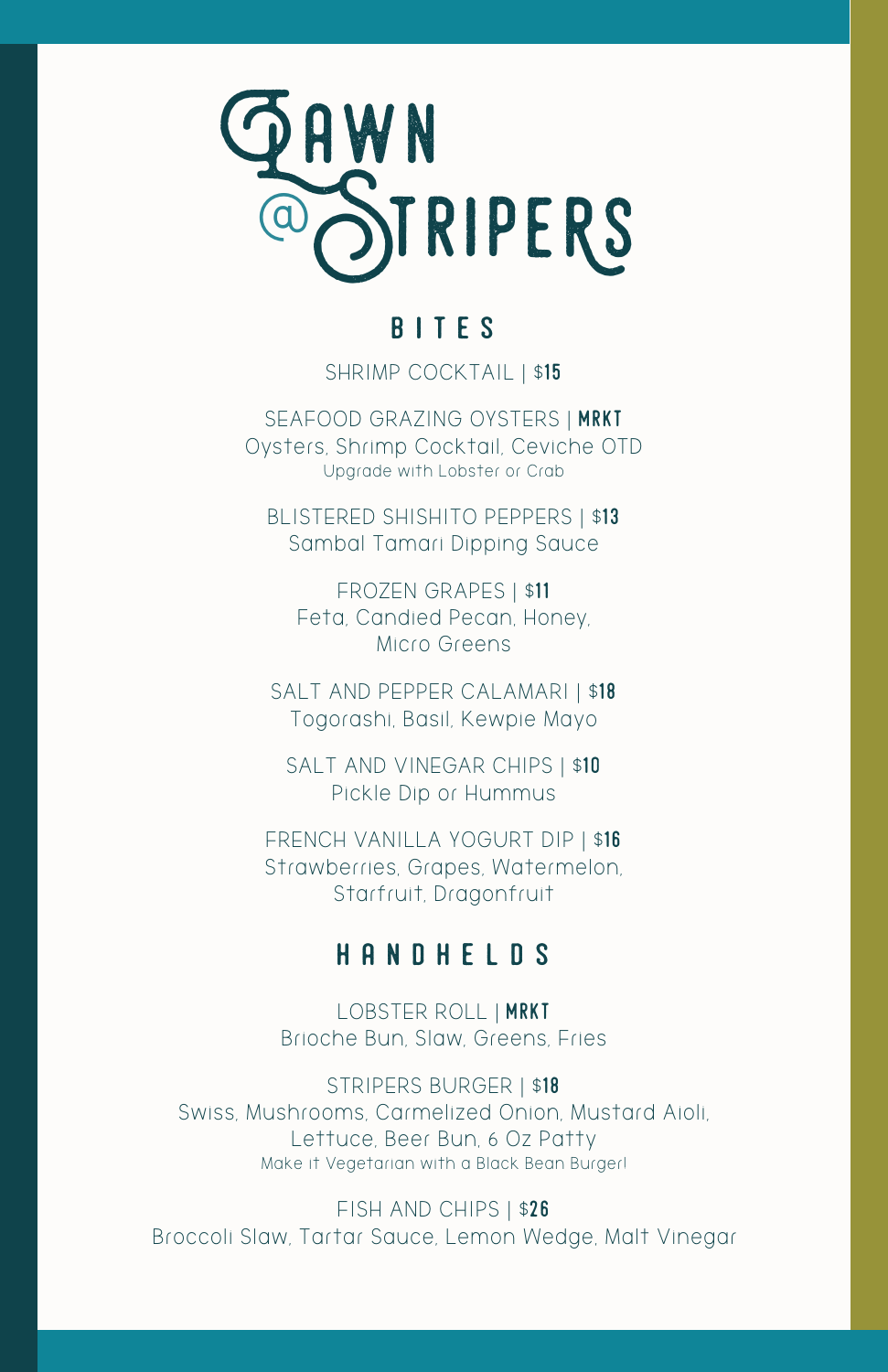# LAWN @ STRIPERS

## BITES

SHRIMP COCKTAIL | $**15**

SEAFOOD GRAZING OYSTERS | **MRKT**
Oysters, Shrimp Cocktail, Ceviche OTD
Upgrade with Lobster or Crab

BLISTERED SHISHITO PEPPERS | $**13**
Sambal Tamari Dipping Sauce

FROZEN GRAPES | $**11**
Feta, Candied Pecan, Honey,
Micro Greens

SALT AND PEPPER CALAMARI | $**18**
Togorashi, Basil, Kewpie Mayo

SALT AND VINEGAR CHIPS | $**10**
Pickle Dip or Hummus

FRENCH VANILLA YOGURT DIP | $**16**
Strawberries, Grapes, Watermelon,
Starfruit, Dragonfruit

## HANDHELDS

LOBSTER ROLL | **MRKT**
Brioche Bun, Slaw, Greens, Fries

STRIPERS BURGER | $**18**
Swiss, Mushrooms, Carmelized Onion, Mustard Aioli,
Lettuce, Beer Bun, 6 Oz Patty
Make it Vegetarian with a Black Bean Burger!

FISH AND CHIPS | $**26**
Broccoli Slaw, Tartar Sauce, Lemon Wedge, Malt Vinegar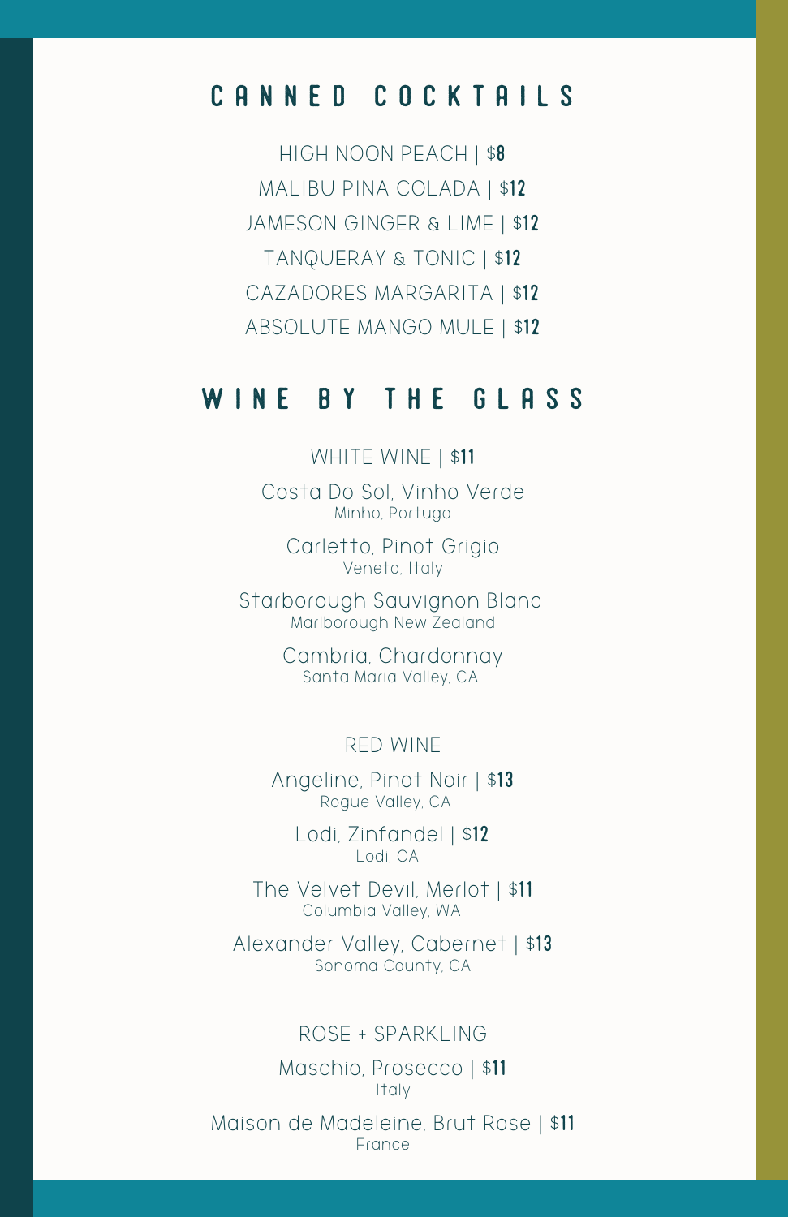# CANNED COCKTAILS

HIGH NOON PEACH | $8

MALIBU PINA COLADA | $12

JAMESON GINGER & LIME | $12

TANQUERAY & TONIC | $12

CAZADORES MARGARITA | $12

ABSOLUTE MANGO MULE | $12

# WINE BY THE GLASS

## WHITE WINE | $11

Costa Do Sol, Vinho Verde
Minho, Portuga

Carletto, Pinot Grigio
Veneto, Italy

Starborough Sauvignon Blanc
Marlborough New Zealand

Cambria, Chardonnay
Santa Maria Valley, CA

## RED WINE

Angeline, Pinot Noir | $13
Rogue Valley, CA

Lodi, Zinfandel | $12
Lodi, CA

The Velvet Devil, Merlot | $11
Columbia Valley, WA

Alexander Valley, Cabernet | $13
Sonoma County, CA

## ROSE + SPARKLING

Maschio, Prosecco | $11
Italy

Maison de Madeleine, Brut Rose | $11
France